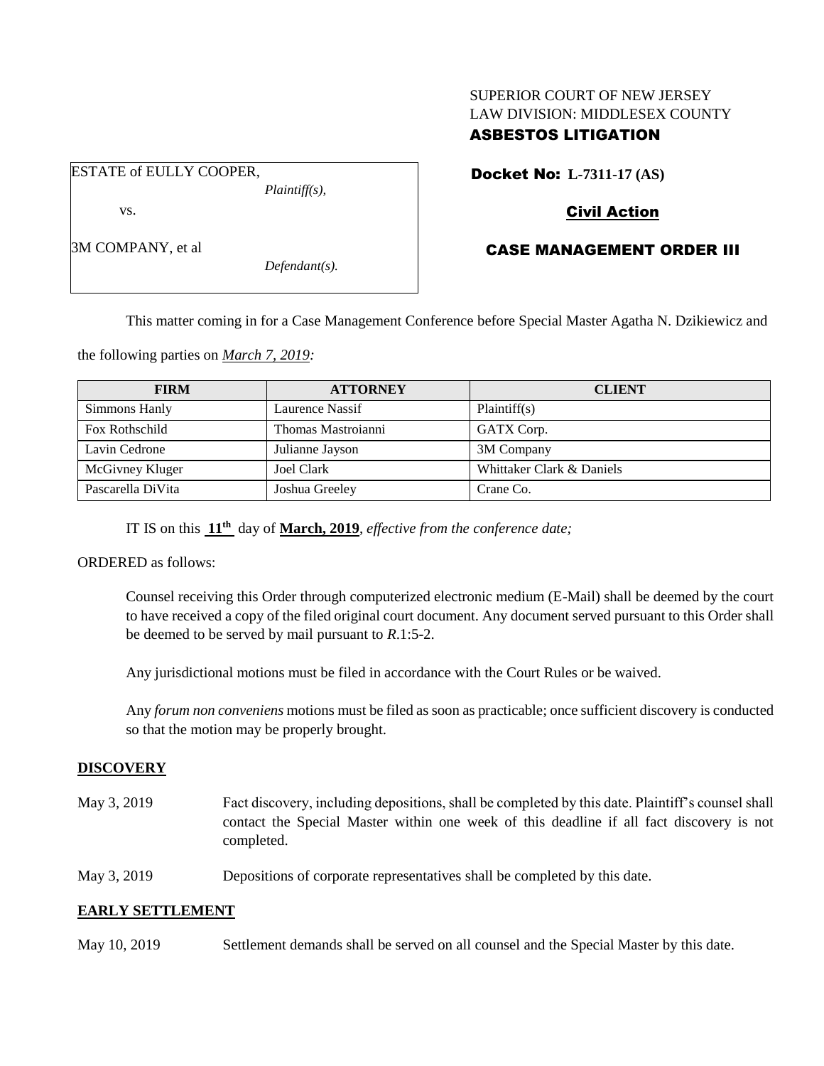SUPERIOR COURT OF NEW JERSEY
LAW DIVISION: MIDDLESEX COUNTY

**ASBESTOS LITIGATION**

ESTATE of EULLY COOPER,
*Plaintiff(s),*

vs.

3M COMPANY, et al
*Defendant(s).*

**Docket No: L-7311-17 (AS)**

**Civil Action**

**CASE MANAGEMENT ORDER III**

This matter coming in for a Case Management Conference before Special Master Agatha N. Dzikiewicz and the following parties on *March 7, 2019:*

| FIRM | ATTORNEY | CLIENT |
|---|---|---|
| Simmons Hanly | Laurence Nassif | Plaintiff(s) |
| Fox Rothschild | Thomas Mastroianni | GATX Corp. |
| Lavin Cedrone | Julianne Jayson | 3M Company |
| McGivney Kluger | Joel Clark | Whittaker Clark & Daniels |
| Pascarella DiVita | Joshua Greeley | Crane Co. |

IT IS on this **11th** day of **March, 2019**, *effective from the conference date;*

ORDERED as follows:

Counsel receiving this Order through computerized electronic medium (E-Mail) shall be deemed by the court to have received a copy of the filed original court document. Any document served pursuant to this Order shall be deemed to be served by mail pursuant to *R*.1:5-2.

Any jurisdictional motions must be filed in accordance with the Court Rules or be waived.

Any *forum non conveniens* motions must be filed as soon as practicable; once sufficient discovery is conducted so that the motion may be properly brought.

## DISCOVERY

May 3, 2019 — Fact discovery, including depositions, shall be completed by this date. Plaintiff's counsel shall contact the Special Master within one week of this deadline if all fact discovery is not completed.

May 3, 2019 — Depositions of corporate representatives shall be completed by this date.

## EARLY SETTLEMENT

May 10, 2019 — Settlement demands shall be served on all counsel and the Special Master by this date.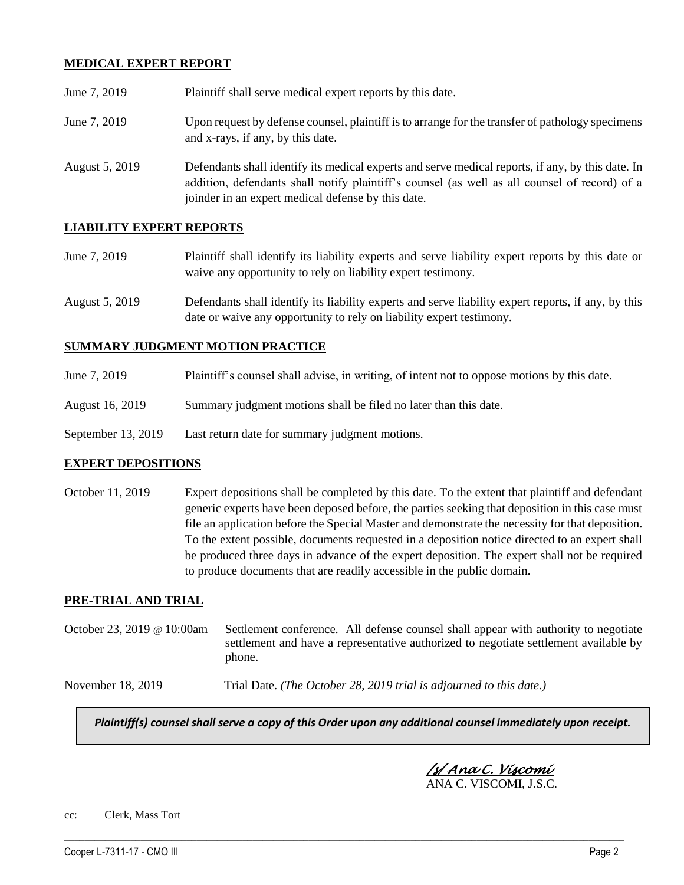## MEDICAL EXPERT REPORT

| | |
|---|---|
| June 7, 2019 | Plaintiff shall serve medical expert reports by this date. |
| June 7, 2019 | Upon request by defense counsel, plaintiff is to arrange for the transfer of pathology specimens and x-rays, if any, by this date. |
| August 5, 2019 | Defendants shall identify its medical experts and serve medical reports, if any, by this date. In addition, defendants shall notify plaintiff's counsel (as well as all counsel of record) of a joinder in an expert medical defense by this date. |

## LIABILITY EXPERT REPORTS

| | |
|---|---|
| June 7, 2019 | Plaintiff shall identify its liability experts and serve liability expert reports by this date or waive any opportunity to rely on liability expert testimony. |
| August 5, 2019 | Defendants shall identify its liability experts and serve liability expert reports, if any, by this date or waive any opportunity to rely on liability expert testimony. |

## SUMMARY JUDGMENT MOTION PRACTICE

| | |
|---|---|
| June 7, 2019 | Plaintiff's counsel shall advise, in writing, of intent not to oppose motions by this date. |
| August 16, 2019 | Summary judgment motions shall be filed no later than this date. |
| September 13, 2019 | Last return date for summary judgment motions. |

## EXPERT DEPOSITIONS

| | |
|---|---|
| October 11, 2019 | Expert depositions shall be completed by this date. To the extent that plaintiff and defendant generic experts have been deposed before, the parties seeking that deposition in this case must file an application before the Special Master and demonstrate the necessity for that deposition. To the extent possible, documents requested in a deposition notice directed to an expert shall be produced three days in advance of the expert deposition. The expert shall not be required to produce documents that are readily accessible in the public domain. |

## PRE-TRIAL AND TRIAL

| | |
|---|---|
| October 23, 2019 @ 10:00am | Settlement conference. All defense counsel shall appear with authority to negotiate settlement and have a representative authorized to negotiate settlement available by phone. |
| November 18, 2019 | Trial Date. *(The October 28, 2019 trial is adjourned to this date.)* |

***Plaintiff(s) counsel shall serve a copy of this Order upon any additional counsel immediately upon receipt.***

*/s/ Ana C. Viscomi*
ANA C. VISCOMI, J.S.C.

cc: Clerk, Mass Tort

Cooper L-7311-17 - CMO III